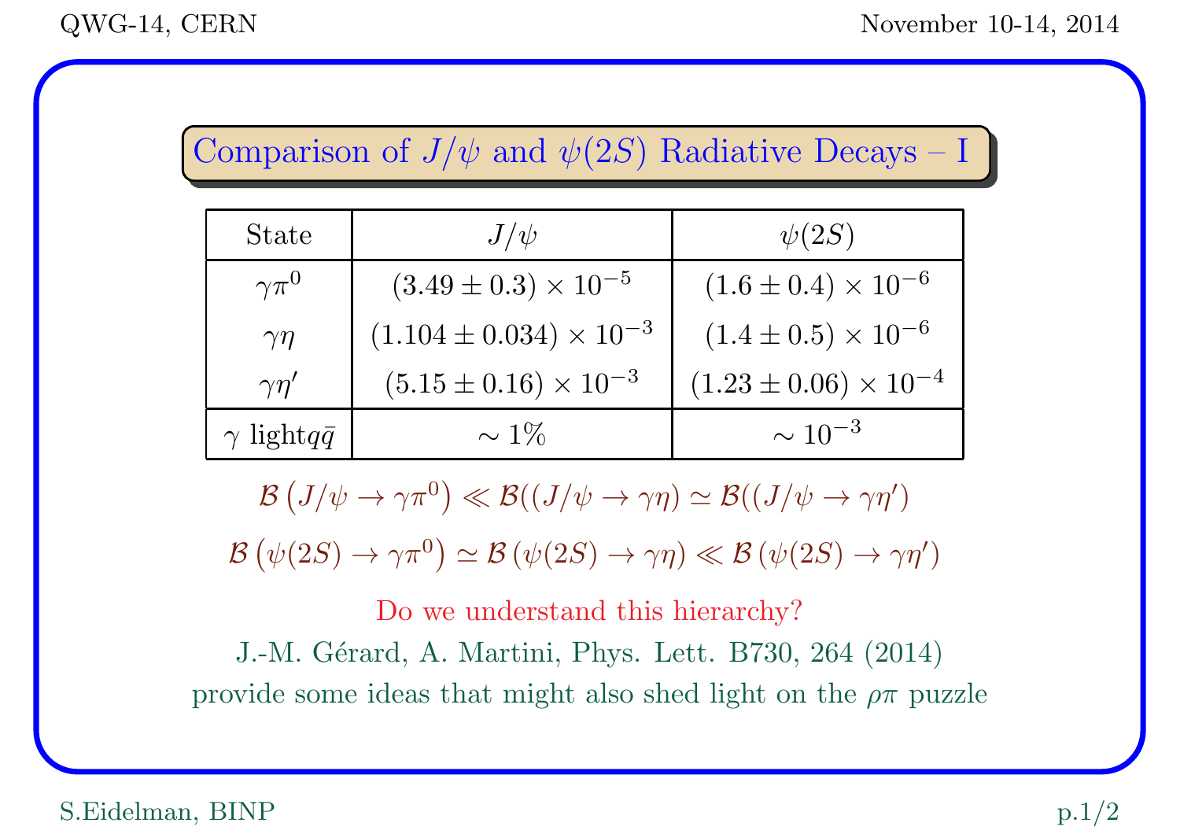# Comparison of $J/\psi$ and $\psi(2S)$ Radiative Decays – I

| State | $J/\psi$ | $\psi(2S)$ |
|---|---|---|
| $\gamma\pi^0$ | $(3.49 \pm 0.3) \times 10^{-5}$ | $(1.6 \pm 0.4) \times 10^{-6}$ |
| $\gamma\eta$ | $(1.104 \pm 0.034) \times 10^{-3}$ | $(1.4 \pm 0.5) \times 10^{-6}$ |
| $\gamma\eta'$ | $(5.15 \pm 0.16) \times 10^{-3}$ | $(1.23 \pm 0.06) \times 10^{-4}$ |
| $\gamma$ light$q\bar{q}$ | $\sim 1\%$ | $\sim 10^{-3}$ |

$$\mathcal{B}\left(J/\psi \to \gamma\pi^0\right) \ll \mathcal{B}((J/\psi \to \gamma\eta) \simeq \mathcal{B}((J/\psi \to \gamma\eta')$$

$$\mathcal{B}\left(\psi(2S) \to \gamma\pi^0\right) \simeq \mathcal{B}\left(\psi(2S) \to \gamma\eta\right) \ll \mathcal{B}\left(\psi(2S) \to \gamma\eta'\right)$$

Do we understand this hierarchy?

J.-M. Gérard, A. Martini, Phys. Lett. B730, 264 (2014) provide some ideas that might also shed light on the $\rho\pi$ puzzle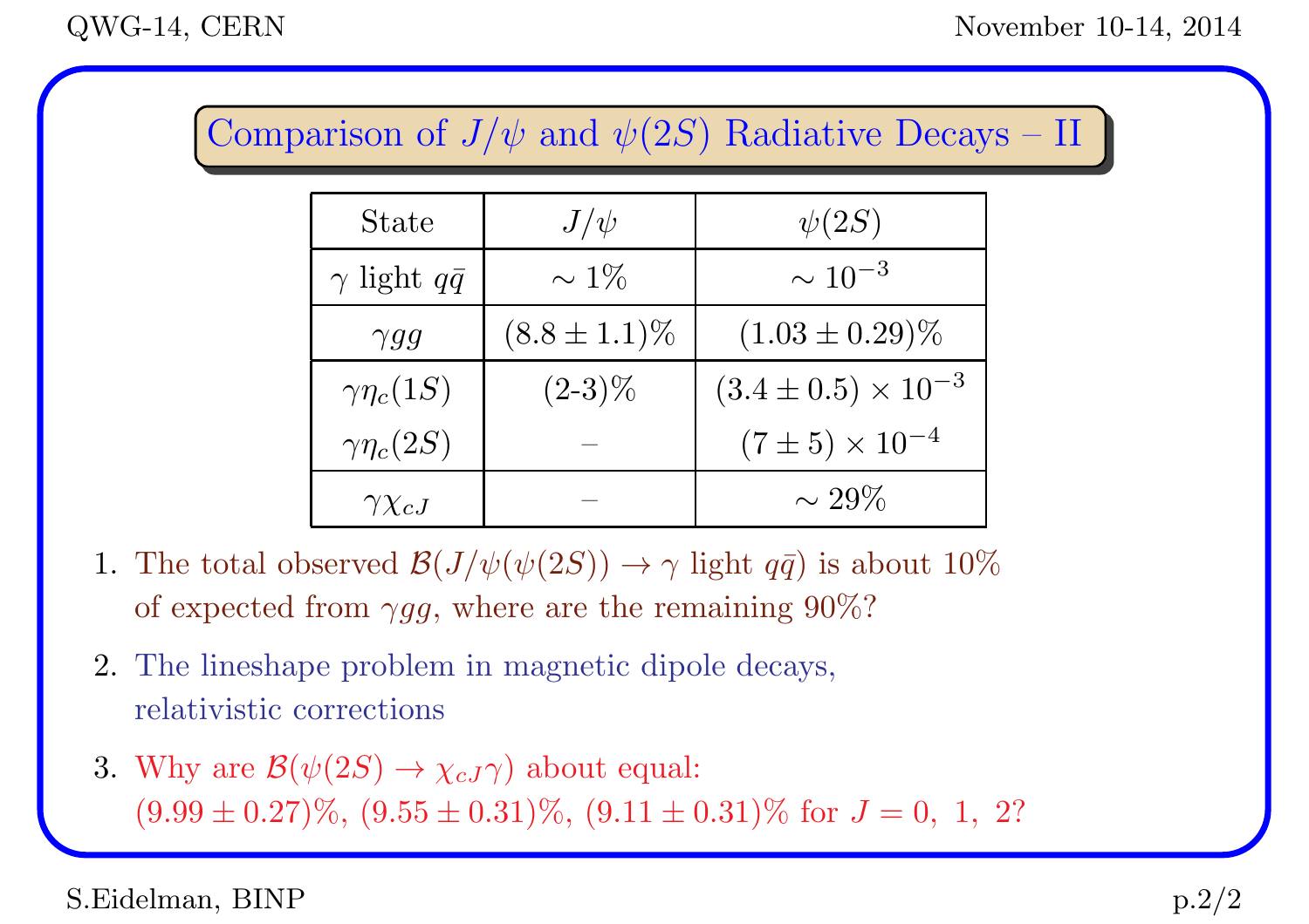# Comparison of $J/\psi$ and $\psi(2S)$ Radiative Decays – II

| State | $J/\psi$ | $\psi(2S)$ |
|---|---|---|
| $\gamma$ light $q\bar{q}$ | $\sim 1\%$ | $\sim 10^{-3}$ |
| $\gamma gg$ | $(8.8 \pm 1.1)\%$ | $(1.03 \pm 0.29)\%$ |
| $\gamma\eta_c(1S)$ | (2-3)% | $(3.4 \pm 0.5) \times 10^{-3}$ |
| $\gamma\eta_c(2S)$ | – | $(7 \pm 5) \times 10^{-4}$ |
| $\gamma\chi_{cJ}$ | – | $\sim 29\%$ |

1. The total observed $\mathcal{B}(J/\psi(\psi(2S)) \to \gamma$ light $q\bar{q})$ is about 10% of expected from $\gamma gg$, where are the remaining 90%?
2. The lineshape problem in magnetic dipole decays, relativistic corrections
3. Why are $\mathcal{B}(\psi(2S) \to \chi_{cJ}\gamma)$ about equal: $(9.99 \pm 0.27)\%$, $(9.55 \pm 0.31)\%$, $(9.11 \pm 0.31)\%$ for $J = 0,\ 1,\ 2$?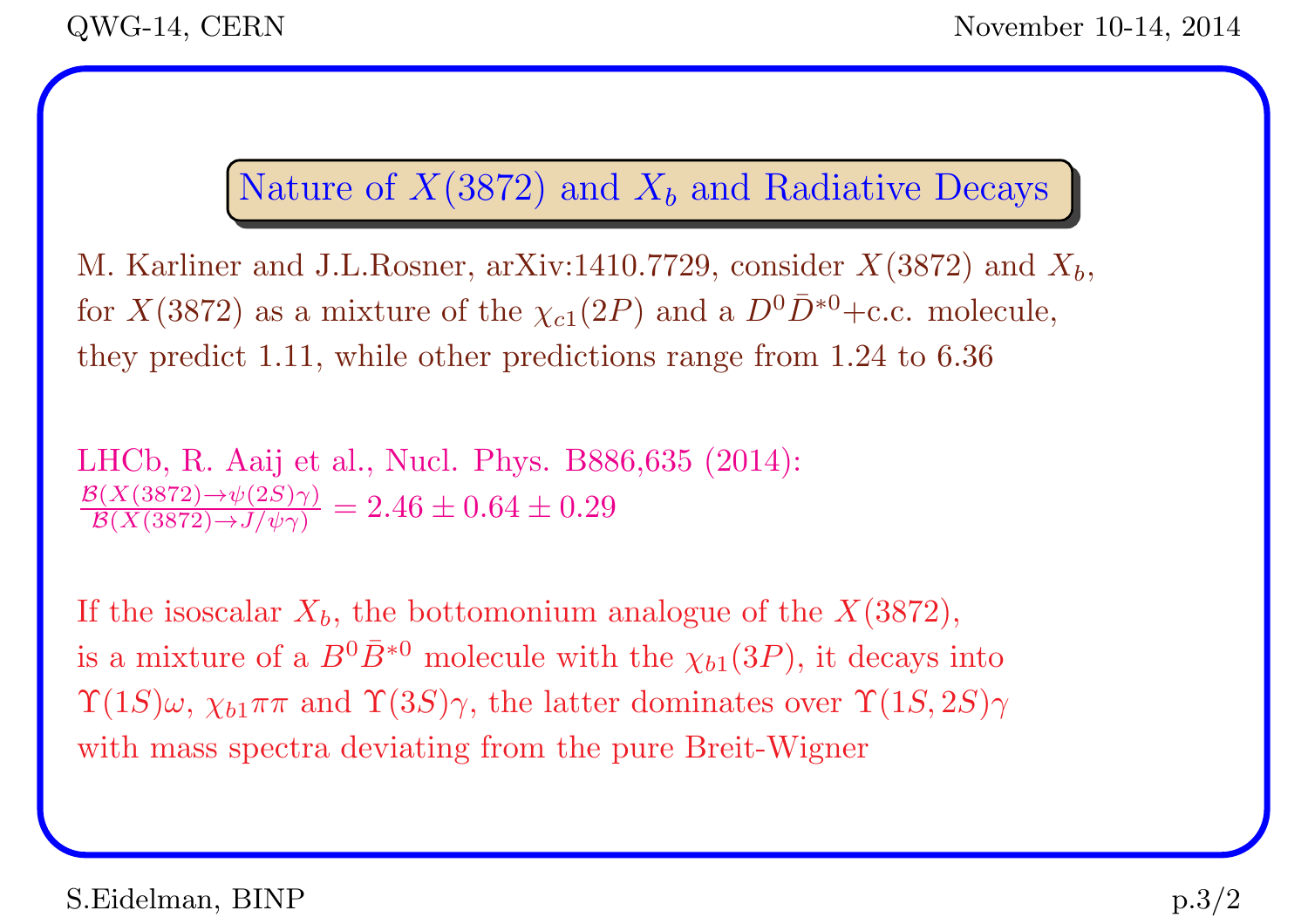# Nature of $X(3872)$ and $X_b$ and Radiative Decays

M. Karliner and J.L.Rosner, arXiv:1410.7729, consider $X(3872)$ and $X_b$, for $X(3872)$ as a mixture of the $\chi_{c1}(2P)$ and a $D^0\bar{D}^{*0}$+c.c. molecule, they predict 1.11, while other predictions range from 1.24 to 6.36

LHCb, R. Aaij et al., Nucl. Phys. B886,635 (2014):
$\frac{\mathcal{B}(X(3872)\to\psi(2S)\gamma)}{\mathcal{B}(X(3872)\to J/\psi\gamma)} = 2.46 \pm 0.64 \pm 0.29$

If the isoscalar $X_b$, the bottomonium analogue of the $X(3872)$, is a mixture of a $B^0\bar{B}^{*0}$ molecule with the $\chi_{b1}(3P)$, it decays into $\Upsilon(1S)\omega$, $\chi_{b1}\pi\pi$ and $\Upsilon(3S)\gamma$, the latter dominates over $\Upsilon(1S,2S)\gamma$ with mass spectra deviating from the pure Breit-Wigner